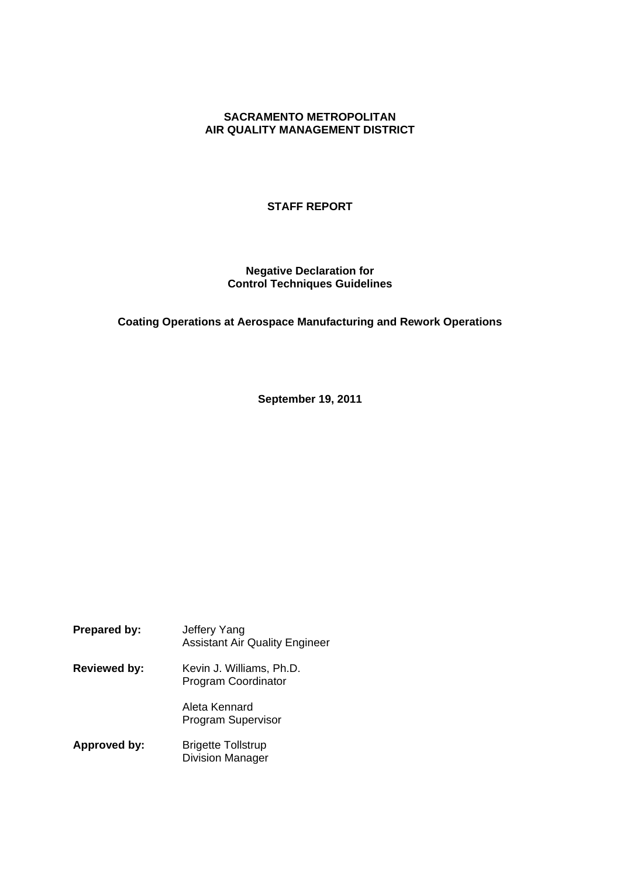**SACRAMENTO METROPOLITAN**
**AIR QUALITY MANAGEMENT DISTRICT**

# STAFF REPORT

## Negative Declaration for Control Techniques Guidelines

## Coating Operations at Aerospace Manufacturing and Rework Operations

**September 19, 2011**

**Prepared by:** Jeffery Yang
Assistant Air Quality Engineer

**Reviewed by:** Kevin J. Williams, Ph.D.
Program Coordinator

Aleta Kennard
Program Supervisor

**Approved by:** Brigette Tollstrup
Division Manager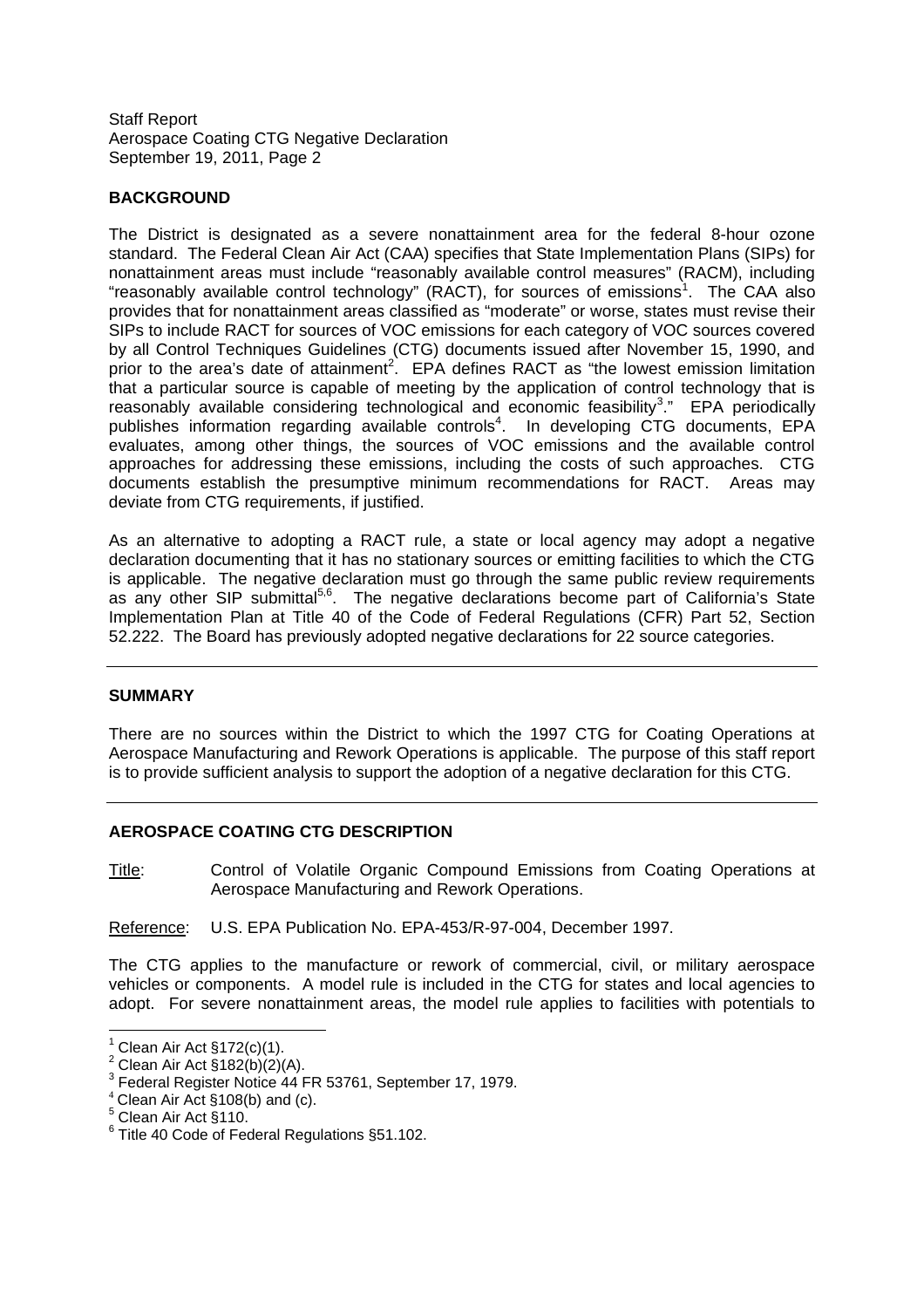## BACKGROUND

The District is designated as a severe nonattainment area for the federal 8-hour ozone standard. The Federal Clean Air Act (CAA) specifies that State Implementation Plans (SIPs) for nonattainment areas must include "reasonably available control measures" (RACM), including "reasonably available control technology" (RACT), for sources of emissions[1]. The CAA also provides that for nonattainment areas classified as "moderate" or worse, states must revise their SIPs to include RACT for sources of VOC emissions for each category of VOC sources covered by all Control Techniques Guidelines (CTG) documents issued after November 15, 1990, and prior to the area's date of attainment[2]. EPA defines RACT as "the lowest emission limitation that a particular source is capable of meeting by the application of control technology that is reasonably available considering technological and economic feasibility[3]." EPA periodically publishes information regarding available controls[4]. In developing CTG documents, EPA evaluates, among other things, the sources of VOC emissions and the available control approaches for addressing these emissions, including the costs of such approaches. CTG documents establish the presumptive minimum recommendations for RACT. Areas may deviate from CTG requirements, if justified.

As an alternative to adopting a RACT rule, a state or local agency may adopt a negative declaration documenting that it has no stationary sources or emitting facilities to which the CTG is applicable. The negative declaration must go through the same public review requirements as any other SIP submittal[5,6]. The negative declarations become part of California's State Implementation Plan at Title 40 of the Code of Federal Regulations (CFR) Part 52, Section 52.222. The Board has previously adopted negative declarations for 22 source categories.

---

## SUMMARY

There are no sources within the District to which the 1997 CTG for Coating Operations at Aerospace Manufacturing and Rework Operations is applicable. The purpose of this staff report is to provide sufficient analysis to support the adoption of a negative declaration for this CTG.

---

## AEROSPACE COATING CTG DESCRIPTION

Title: Control of Volatile Organic Compound Emissions from Coating Operations at Aerospace Manufacturing and Rework Operations.

Reference: U.S. EPA Publication No. EPA-453/R-97-004, December 1997.

The CTG applies to the manufacture or rework of commercial, civil, or military aerospace vehicles or components. A model rule is included in the CTG for states and local agencies to adopt. For severe nonattainment areas, the model rule applies to facilities with potentials to

---

[1] Clean Air Act §172(c)(1).
[2] Clean Air Act §182(b)(2)(A).
[3] Federal Register Notice 44 FR 53761, September 17, 1979.
[4] Clean Air Act §108(b) and (c).
[5] Clean Air Act §110.
[6] Title 40 Code of Federal Regulations §51.102.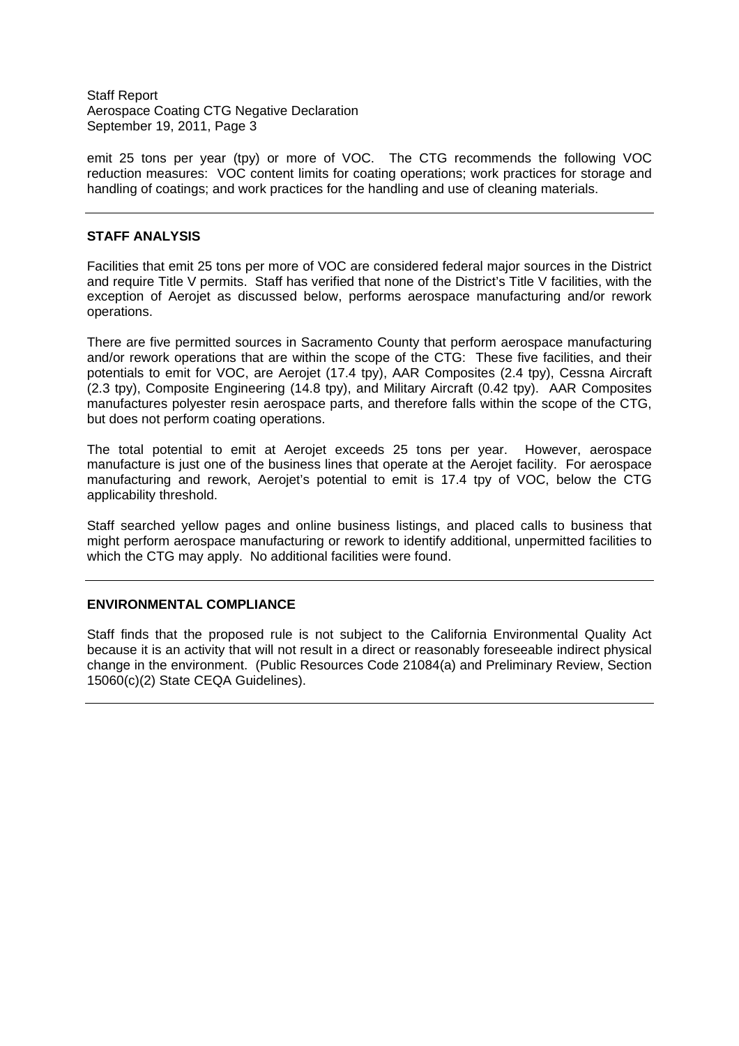emit 25 tons per year (tpy) or more of VOC. The CTG recommends the following VOC reduction measures: VOC content limits for coating operations; work practices for storage and handling of coatings; and work practices for the handling and use of cleaning materials.

---

## STAFF ANALYSIS

Facilities that emit 25 tons per more of VOC are considered federal major sources in the District and require Title V permits. Staff has verified that none of the District's Title V facilities, with the exception of Aerojet as discussed below, performs aerospace manufacturing and/or rework operations.

There are five permitted sources in Sacramento County that perform aerospace manufacturing and/or rework operations that are within the scope of the CTG: These five facilities, and their potentials to emit for VOC, are Aerojet (17.4 tpy), AAR Composites (2.4 tpy), Cessna Aircraft (2.3 tpy), Composite Engineering (14.8 tpy), and Military Aircraft (0.42 tpy). AAR Composites manufactures polyester resin aerospace parts, and therefore falls within the scope of the CTG, but does not perform coating operations.

The total potential to emit at Aerojet exceeds 25 tons per year. However, aerospace manufacture is just one of the business lines that operate at the Aerojet facility. For aerospace manufacturing and rework, Aerojet's potential to emit is 17.4 tpy of VOC, below the CTG applicability threshold.

Staff searched yellow pages and online business listings, and placed calls to business that might perform aerospace manufacturing or rework to identify additional, unpermitted facilities to which the CTG may apply. No additional facilities were found.

---

## ENVIRONMENTAL COMPLIANCE

Staff finds that the proposed rule is not subject to the California Environmental Quality Act because it is an activity that will not result in a direct or reasonably foreseeable indirect physical change in the environment. (Public Resources Code 21084(a) and Preliminary Review, Section 15060(c)(2) State CEQA Guidelines).

---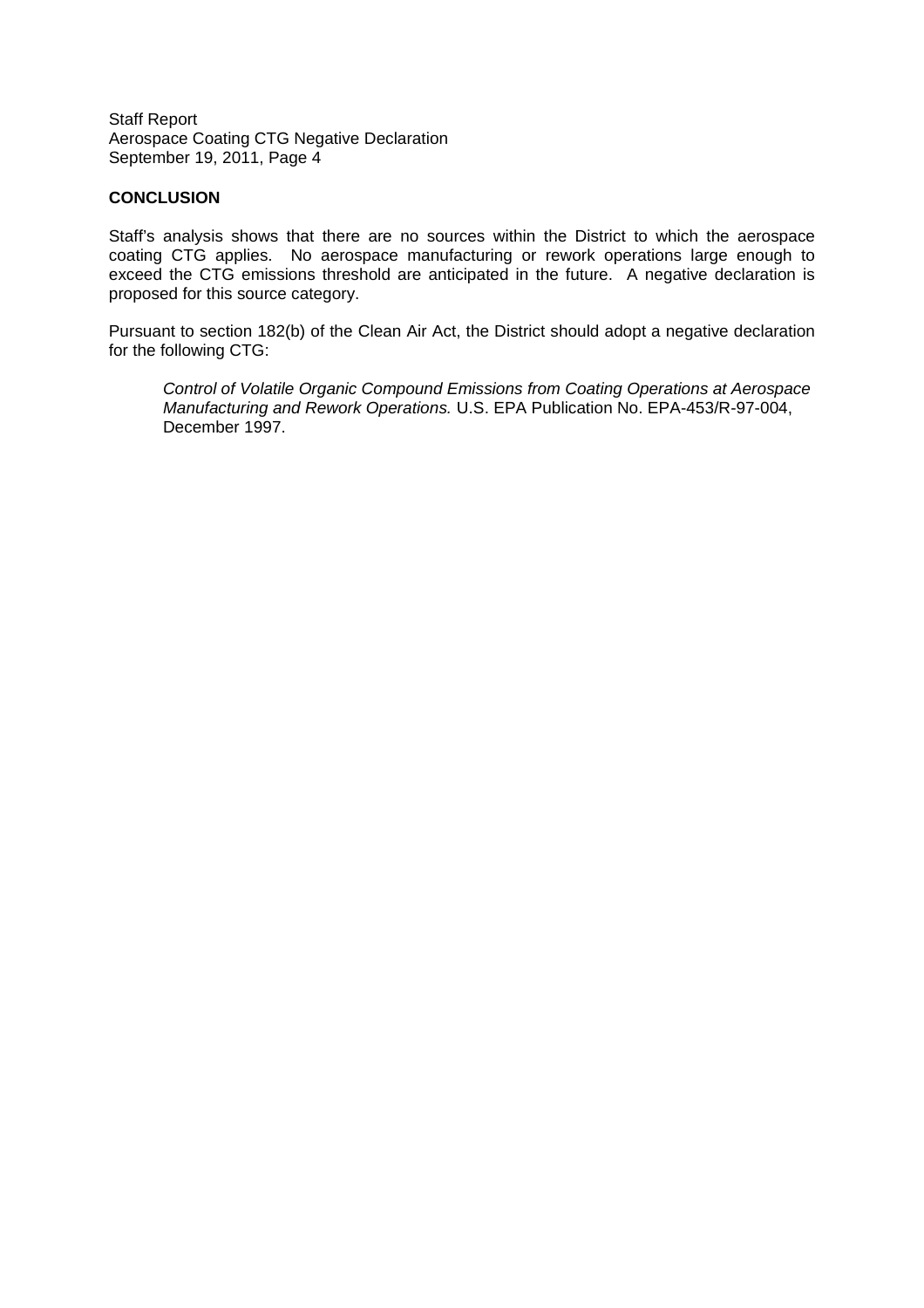## CONCLUSION

Staff's analysis shows that there are no sources within the District to which the aerospace coating CTG applies. No aerospace manufacturing or rework operations large enough to exceed the CTG emissions threshold are anticipated in the future. A negative declaration is proposed for this source category.

Pursuant to section 182(b) of the Clean Air Act, the District should adopt a negative declaration for the following CTG:

> *Control of Volatile Organic Compound Emissions from Coating Operations at Aerospace Manufacturing and Rework Operations.* U.S. EPA Publication No. EPA-453/R-97-004, December 1997.